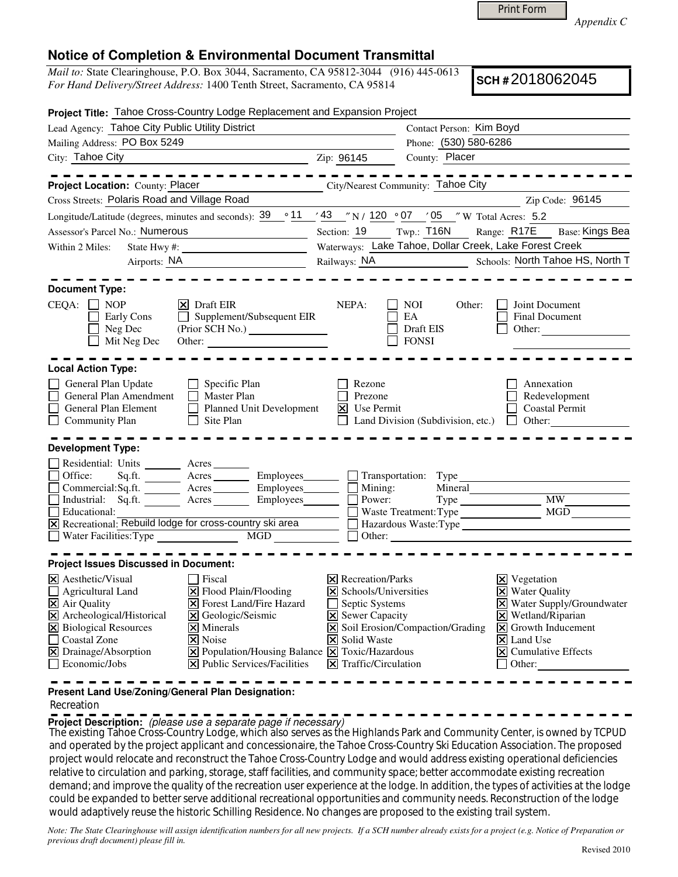Print Form

*Appendix C*

# Notice of Completion & Environmental Document Transmittal

*Mail to:* State Clearinghouse, P.O. Box 3044, Sacramento, CA 95812-3044 (916) 445-0613
*For Hand Delivery/Street Address:* 1400 Tenth Street, Sacramento, CA 95814

**SCH #** 2018062045

**Project Title:** Tahoe Cross-Country Lodge Replacement and Expansion Project

Lead Agency: Tahoe City Public Utility District
Contact Person: Kim Boyd
Mailing Address: PO Box 5249
Phone: (530) 580-6286
City: Tahoe City
Zip: 96145
County: Placer

---

**Project Location:** County: Placer
City/Nearest Community: Tahoe City
Cross Streets: Polaris Road and Village Road
Zip Code: 96145
Longitude/Latitude (degrees, minutes and seconds): 39 ° 11 ′ 43 ″ N / 120 ° 07 ′ 05 ″ W Total Acres: 5.2
Assessor's Parcel No.: Numerous
Section: 19 Twp.: T16N Range: R17E Base: Kings Bea
Within 2 Miles: State Hwy #:
Waterways: Lake Tahoe, Dollar Creek, Lake Forest Creek
Airports: NA
Railways: NA
Schools: North Tahoe HS, North T

---

**Document Type:**

CEQA:
- [ ] NOP
- [ ] Early Cons
- [ ] Neg Dec
- [ ] Mit Neg Dec
- [x] Draft EIR
- [ ] Supplement/Subsequent EIR (Prior SCH No.)
- Other:

NEPA:
- [ ] NOI
- [ ] EA
- [ ] Draft EIS
- [ ] FONSI

Other:
- [ ] Joint Document
- [ ] Final Document
- [ ] Other:

---

**Local Action Type:**

- [ ] General Plan Update
- [ ] General Plan Amendment
- [ ] General Plan Element
- [ ] Community Plan
- [ ] Specific Plan
- [ ] Master Plan
- [ ] Planned Unit Development
- [ ] Site Plan
- [ ] Rezone
- [ ] Prezone
- [x] Use Permit
- [ ] Land Division (Subdivision, etc.)
- [ ] Annexation
- [ ] Redevelopment
- [ ] Coastal Permit
- [ ] Other:

---

**Development Type:**

- [ ] Residential: Units Acres
- [ ] Office: Sq.ft. Acres Employees
- [ ] Commercial: Sq.ft. Acres Employees
- [ ] Industrial: Sq.ft. Acres Employees
- [ ] Educational:
- [x] Recreational: Rebuild lodge for cross-country ski area
- [ ] Water Facilities: Type MGD
- [ ] Transportation: Type
- [ ] Mining: Mineral
- [ ] Power: Type MW
- [ ] Waste Treatment: Type MGD
- [ ] Hazardous Waste: Type
- [ ] Other:

---

**Project Issues Discussed in Document:**

- [x] Aesthetic/Visual
- [ ] Agricultural Land
- [x] Air Quality
- [x] Archeological/Historical
- [x] Biological Resources
- [ ] Coastal Zone
- [x] Drainage/Absorption
- [ ] Economic/Jobs
- [ ] Fiscal
- [x] Flood Plain/Flooding
- [x] Forest Land/Fire Hazard
- [x] Geologic/Seismic
- [x] Minerals
- [x] Noise
- [x] Population/Housing Balance
- [x] Public Services/Facilities
- [x] Recreation/Parks
- [x] Schools/Universities
- [ ] Septic Systems
- [x] Sewer Capacity
- [x] Soil Erosion/Compaction/Grading
- [x] Solid Waste
- [x] Toxic/Hazardous
- [x] Traffic/Circulation
- [x] Vegetation
- [x] Water Quality
- [x] Water Supply/Groundwater
- [x] Wetland/Riparian
- [x] Growth Inducement
- [x] Land Use
- [x] Cumulative Effects
- [ ] Other:

---

**Present Land Use/Zoning/General Plan Designation:**
Recreation

**Project Description:** *(please use a separate page if necessary)*
The existing Tahoe Cross-Country Lodge, which also serves as the Highlands Park and Community Center, is owned by TCPUD and operated by the project applicant and concessionaire, the Tahoe Cross-Country Ski Education Association. The proposed project would relocate and reconstruct the Tahoe Cross-Country Lodge and would address existing operational deficiencies relative to circulation and parking, storage, staff facilities, and community space; better accommodate existing recreation demand; and improve the quality of the recreation user experience at the lodge. In addition, the types of activities at the lodge could be expanded to better serve additional recreational opportunities and community needs. Reconstruction of the lodge would adaptively reuse the historic Schilling Residence. No changes are proposed to the existing trail system.

*Note: The State Clearinghouse will assign identification numbers for all new projects. If a SCH number already exists for a project (e.g. Notice of Preparation or previous draft document) please fill in.*

Revised 2010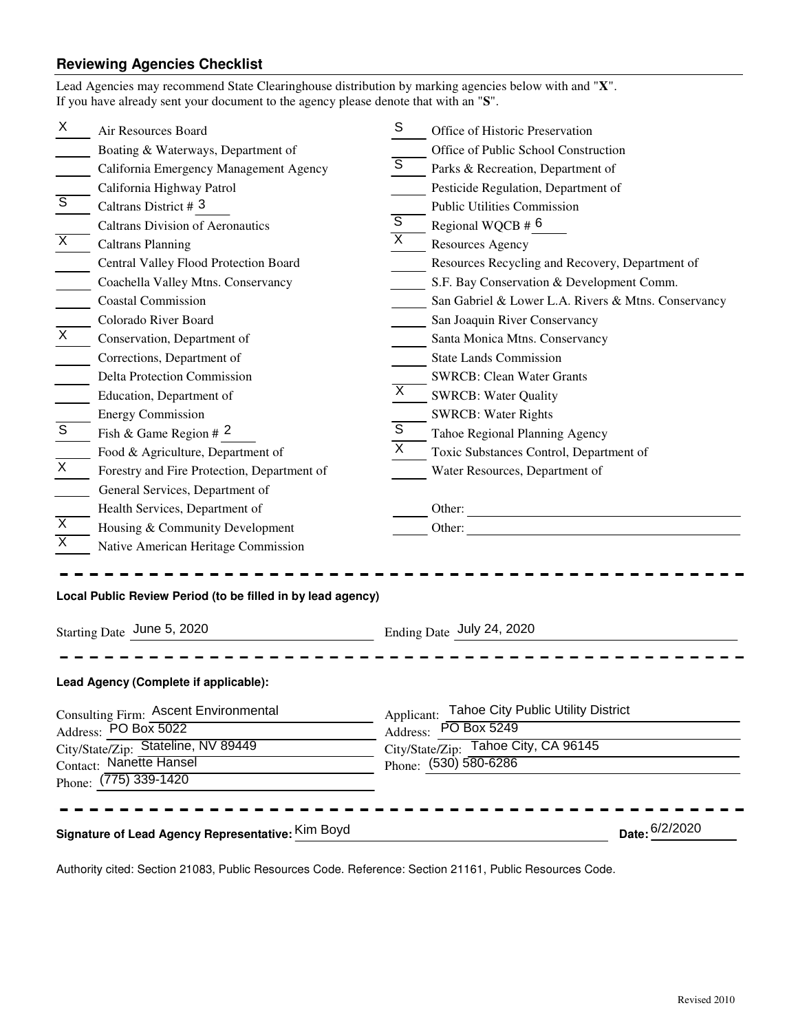## Reviewing Agencies Checklist

Lead Agencies may recommend State Clearinghouse distribution by marking agencies below with and "**X**".
If you have already sent your document to the agency please denote that with an "**S**".

| | | | |
|---|---|---|---|
| X | Air Resources Board | S | Office of Historic Preservation |
| | Boating & Waterways, Department of | | Office of Public School Construction |
| | California Emergency Management Agency | S | Parks & Recreation, Department of |
| | California Highway Patrol | | Pesticide Regulation, Department of |
| S | Caltrans District # 3 | | Public Utilities Commission |
| | Caltrans Division of Aeronautics | S | Regional WQCB # 6 |
| X | Caltrans Planning | X | Resources Agency |
| | Central Valley Flood Protection Board | | Resources Recycling and Recovery, Department of |
| | Coachella Valley Mtns. Conservancy | | S.F. Bay Conservation & Development Comm. |
| | Coastal Commission | | San Gabriel & Lower L.A. Rivers & Mtns. Conservancy |
| | Colorado River Board | | San Joaquin River Conservancy |
| X | Conservation, Department of | | Santa Monica Mtns. Conservancy |
| | Corrections, Department of | | State Lands Commission |
| | Delta Protection Commission | | SWRCB: Clean Water Grants |
| | Education, Department of | X | SWRCB: Water Quality |
| | Energy Commission | | SWRCB: Water Rights |
| S | Fish & Game Region # 2 | S | Tahoe Regional Planning Agency |
| | Food & Agriculture, Department of | X | Toxic Substances Control, Department of |
| X | Forestry and Fire Protection, Department of | | Water Resources, Department of |
| | General Services, Department of | | |
| | Health Services, Department of | | Other: |
| X | Housing & Community Development | | Other: |
| X | Native American Heritage Commission | | |

### Local Public Review Period (to be filled in by lead agency)

Starting Date June 5, 2020 Ending Date July 24, 2020

### Lead Agency (Complete if applicable):

Consulting Firm: Ascent Environmental
Address: PO Box 5022
City/State/Zip: Stateline, NV 89449
Contact: Nanette Hansel
Phone: (775) 339-1420

Applicant: Tahoe City Public Utility District
Address: PO Box 5249
City/State/Zip: Tahoe City, CA 96145
Phone: (530) 580-6286

**Signature of Lead Agency Representative:** Kim Boyd **Date:** 6/2/2020

Authority cited: Section 21083, Public Resources Code. Reference: Section 21161, Public Resources Code.

Revised 2010